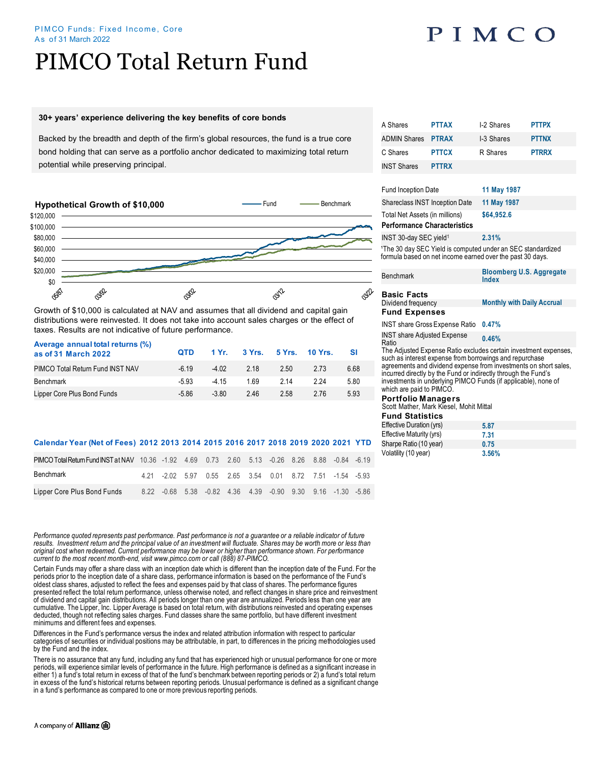PIMCO Funds: Fixed Income, Core
As of 31 March 2022

# PIMCO Total Return Fund

**30+ years' experience delivering the key benefits of core bonds**

Backed by the breadth and depth of the firm's global resources, the fund is a true core bond holding that can serve as a portfolio anchor dedicated to maximizing total return potential while preserving principal.

### Hypothetical Growth of $10,000

Growth of $10,000 is calculated at NAV and assumes that all dividend and capital gain distributions were reinvested. It does not take into account sales charges or the effect of taxes. Results are not indicative of future performance.

| Average annual total returns (%) as of 31 March 2022 | QTD | 1 Yr. | 3 Yrs. | 5 Yrs. | 10 Yrs. | SI |
|---|---|---|---|---|---|---|
| PIMCO Total Return Fund INST NAV | -6.19 | -4.02 | 2.18 | 2.50 | 2.73 | 6.68 |
| Benchmark | -5.93 | -4.15 | 1.69 | 2.14 | 2.24 | 5.80 |
| Lipper Core Plus Bond Funds | -5.86 | -3.80 | 2.46 | 2.58 | 2.76 | 5.93 |

| Calendar Year (Net of Fees) | 2012 | 2013 | 2014 | 2015 | 2016 | 2017 | 2018 | 2019 | 2020 | 2021 | YTD |
|---|---|---|---|---|---|---|---|---|---|---|---|
| PIMCO Total Return Fund INST at NAV | 10.36 | -1.92 | 4.69 | 0.73 | 2.60 | 5.13 | -0.26 | 8.26 | 8.88 | -0.84 | -6.19 |
| Benchmark | 4.21 | -2.02 | 5.97 | 0.55 | 2.65 | 3.54 | 0.01 | 8.72 | 7.51 | -1.54 | -5.93 |
| Lipper Core Plus Bond Funds | 8.22 | -0.68 | 5.38 | -0.82 | 4.36 | 4.39 | -0.90 | 9.30 | 9.16 | -1.30 | -5.86 |

*Performance quoted represents past performance. Past performance is not a guarantee or a reliable indicator of future results. Investment return and the principal value of an investment will fluctuate. Shares may be worth more or less than original cost when redeemed. Current performance may be lower or higher than performance shown. For performance current to the most recent month-end, visit www.pimco.com or call (888) 87-PIMCO.*

Certain Funds may offer a share class with an inception date which is different than the inception date of the Fund. For the periods prior to the inception date of a share class, performance information is based on the performance of the Fund's oldest class shares, adjusted to reflect the fees and expenses paid by that class of shares. The performance figures presented reflect the total return performance, unless otherwise noted, and reflect changes in share price and reinvestment of dividend and capital gain distributions. All periods longer than one year are annualized. Periods less than one year are cumulative. The Lipper, Inc. Lipper Average is based on total return, with distributions reinvested and operating expenses deducted, though not reflecting sales charges. Fund classes share the same portfolio, but have different investment minimums and different fees and expenses.

Differences in the Fund's performance versus the index and related attribution information with respect to particular categories of securities or individual positions may be attributable, in part, to differences in the pricing methodologies used by the Fund and the index.

There is no assurance that any fund, including any fund that has experienced high or unusual performance for one or more periods, will experience similar levels of performance in the future. High performance is defined as a significant increase in either 1) a fund's total return in excess of that of the fund's benchmark between reporting periods or 2) a fund's total return in excess of the fund's historical returns between reporting periods. Unusual performance is defined as a significant change in a fund's performance as compared to one or more previous reporting periods.

| | | | |
|---|---|---|---|
| A Shares | PTTAX | I-2 Shares | PTTPX |
| ADMIN Shares | PTRAX | I-3 Shares | PTTNX |
| C Shares | PTTCX | R Shares | PTRRX |
| INST Shares | PTTRX | | |

| | |
|---|---|
| Fund Inception Date | 11 May 1987 |
| Shareclass INST Inception Date | 11 May 1987 |
| Total Net Assets (in millions) | $64,952.6 |

**Performance Characteristics**

| | |
|---|---|
| INST 30-day SEC yield[1] | 2.31% |

[1]The 30 day SEC Yield is computed under an SEC standardized formula based on net income earned over the past 30 days.

| | |
|---|---|
| Benchmark | Bloomberg U.S. Aggregate Index |

**Basic Facts**

| | |
|---|---|
| Dividend frequency | Monthly with Daily Accrual |

**Fund Expenses**

| | |
|---|---|
| INST share Gross Expense Ratio | 0.47% |
| INST share Adjusted Expense Ratio | 0.46% |

The Adjusted Expense Ratio excludes certain investment expenses, such as interest expense from borrowings and repurchase agreements and dividend expense from investments on short sales, incurred directly by the Fund or indirectly through the Fund's investments in underlying PIMCO Funds (if applicable), none of which are paid to PIMCO.

**Portfolio Managers**

Scott Mather, Mark Kiesel, Mohit Mittal

**Fund Statistics**

| | |
|---|---|
| Effective Duration (yrs) | 5.87 |
| Effective Maturity (yrs) | 7.31 |
| Sharpe Ratio (10 year) | 0.75 |
| Volatility (10 year) | 3.56% |

A company of Allianz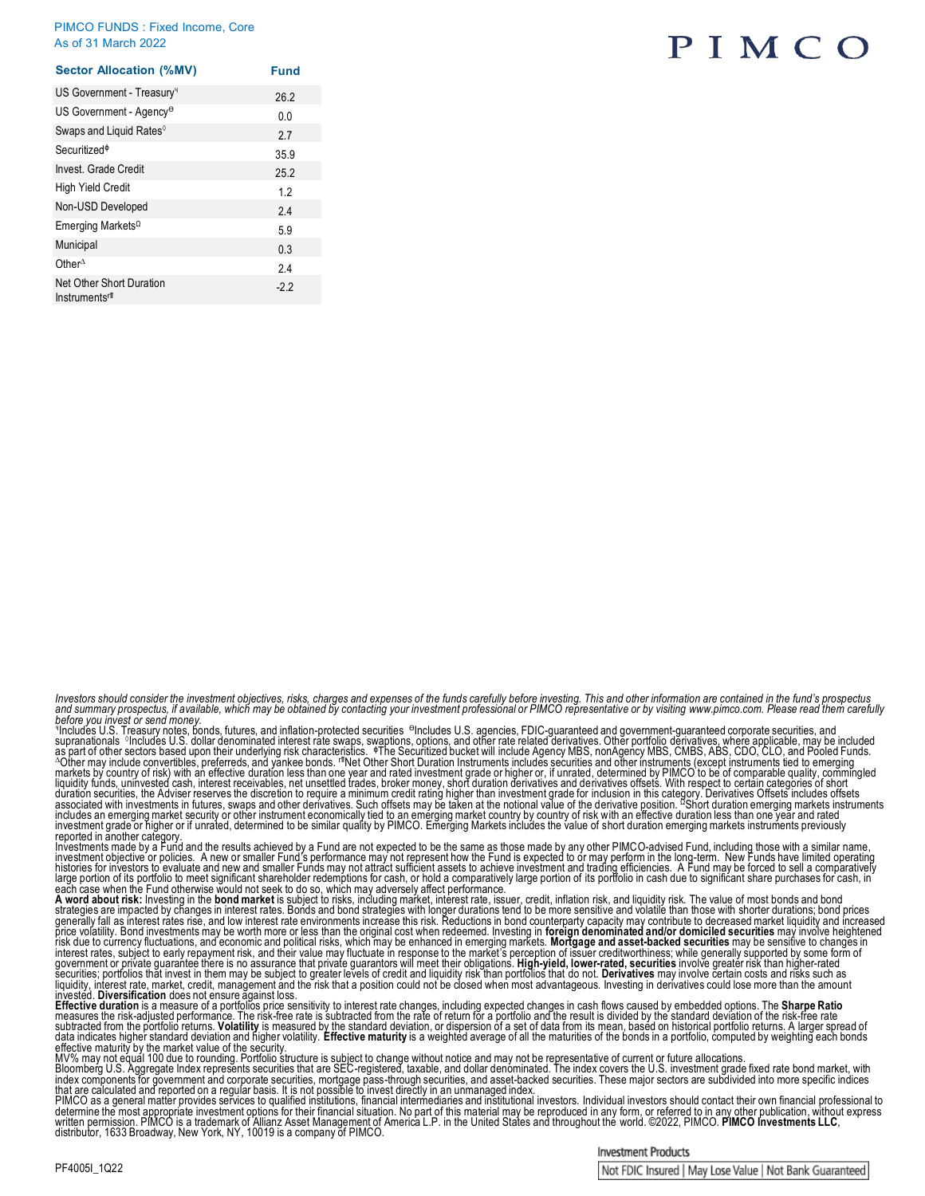PIMCO FUNDS : Fixed Income, Core
As of 31 March 2022

PIMCO

| Sector Allocation (%MV) | Fund |
|---|---|
| US Government - Treasury♮ | 26.2 |
| US Government - Agency⊖ | 0.0 |
| Swaps and Liquid Rates◊ | 2.7 |
| Securitized⌽ | 35.9 |
| Invest. Grade Credit | 25.2 |
| High Yield Credit | 1.2 |
| Non-USD Developed | 2.4 |
| Emerging Markets☊ | 5.9 |
| Municipal | 0.3 |
| Other∆ | 2.4 |
| Net Other Short Duration Instruments╓ | -2.2 |

*Investors should consider the investment objectives, risks, charges and expenses of the funds carefully before investing. This and other information are contained in the fund's prospectus and summary prospectus, if available, which may be obtained by contacting your investment professional or PIMCO representative or by visiting www.pimco.com. Please read them carefully before you invest or send money.*

♮Includes U.S. Treasury notes, bonds, futures, and inflation-protected securities ⊖Includes U.S. agencies, FDIC-guaranteed and government-guaranteed corporate securities, and supranationals ◊Includes U.S. dollar denominated interest rate swaps, swaptions, options, and other rate related derivatives. Other portfolio derivatives, where applicable, may be included as part of other sectors based upon their underlying risk characteristics. ⌽The Securitized bucket will include Agency MBS, nonAgency MBS, CMBS, ABS, CDO, CLO, and Pooled Funds. ∆Other may include convertibles, preferreds, and yankee bonds. ╓Net Other Short Duration Instruments includes securities and other instruments (except instruments tied to emerging markets by country of risk) with an effective duration less than one year and rated investment grade or higher or, if unrated, determined by PIMCO to be of comparable quality, commingled liquidity funds, uninvested cash, interest receivables, net unsettled trades, broker money, short duration derivatives and derivatives offsets. With respect to certain categories of short duration securities, the Adviser reserves the discretion to require a minimum credit rating higher than investment grade for inclusion in this category. Derivatives Offsets includes offsets associated with investments in futures, swaps and other derivatives. Such offsets may be taken at the notional value of the derivative position. ☊Short duration emerging markets instruments includes an emerging market security or other instrument economically tied to an emerging market country by country of risk with an effective duration less than one year and rated investment grade or higher or if unrated, determined to be similar quality by PIMCO. Emerging Markets includes the value of short duration emerging markets instruments previously reported in another category.

Investments made by a Fund and the results achieved by a Fund are not expected to be the same as those made by any other PIMCO-advised Fund, including those with a similar name, investment objective or policies. A new or smaller Fund's performance may not represent how the Fund is expected to or may perform in the long-term. New Funds have limited operating histories for investors to evaluate and new and smaller Funds may not attract sufficient assets to achieve investment and trading efficiencies. A Fund may be forced to sell a comparatively large portion of its portfolio to meet significant shareholder redemptions for cash, or hold a comparatively large portion of its portfolio in cash due to significant share purchases for cash, in each case when the Fund otherwise would not seek to do so, which may adversely affect performance.

**A word about risk:** Investing in the **bond market** is subject to risks, including market, interest rate, issuer, credit, inflation risk, and liquidity risk. The value of most bonds and bond strategies are impacted by changes in interest rates. Bonds and bond strategies with longer durations tend to be more sensitive and volatile than those with shorter durations; bond prices generally fall as interest rates rise, and low interest rate environments increase this risk. Reductions in bond counterparty capacity may contribute to decreased market liquidity and increased price volatility. Bond investments may be worth more or less than the original cost when redeemed. Investing in **foreign denominated and/or domiciled securities** may involve heightened risk due to currency fluctuations, and economic and political risks, which may be enhanced in emerging markets. **Mortgage and asset-backed securities** may be sensitive to changes in interest rates, subject to early repayment risk, and their value may fluctuate in response to the market's perception of issuer creditworthiness; while generally supported by some form of government or private guarantee there is no assurance that private guarantors will meet their obligations. **High-yield, lower-rated, securities** involve greater risk than higher-rated securities; portfolios that invest in them may be subject to greater levels of credit and liquidity risk than portfolios that do not. **Derivatives** may involve certain costs and risks such as liquidity, interest rate, market, credit, management and the risk that a position could not be closed when most advantageous. Investing in derivatives could lose more than the amount invested. **Diversification** does not ensure against loss.

**Effective duration** is a measure of a portfolios price sensitivity to interest rate changes, including expected changes in cash flows caused by embedded options. The **Sharpe Ratio** measures the risk-adjusted performance. The risk-free rate is subtracted from the rate of return for a portfolio and the result is divided by the standard deviation of the risk-free rate subtracted from the portfolio returns. **Volatility** is measured by the standard deviation, or dispersion of a set of data from its mean, based on historical portfolio returns. A larger spread of data indicates higher standard deviation and higher volatility. **Effective maturity** is a weighted average of all the maturities of the bonds in a portfolio, computed by weighting each bonds effective maturity by the market value of the security.

MV% may not equal 100 due to rounding. Portfolio structure is subject to change without notice and may not be representative of current or future allocations.

Bloomberg U.S. Aggregate Index represents securities that are SEC-registered, taxable, and dollar denominated. The index covers the U.S. investment grade fixed rate bond market, with index components for government and corporate securities, mortgage pass-through securities, and asset-backed securities. These major sectors are subdivided into more specific indices that are calculated and reported on a regular basis. It is not possible to invest directly in an unmanaged index.

PIMCO as a general matter provides services to qualified institutions, financial intermediaries and institutional investors. Individual investors should contact their own financial professional to determine the most appropriate investment options for their financial situation. No part of this material may be reproduced in any form, or referred to in any other publication, without express written permission. PIMCO is a trademark of Allianz Asset Management of America L.P. in the United States and throughout the world. ©2022, PIMCO. **PIMCO Investments LLC**, distributor, 1633 Broadway, New York, NY, 10019 is a company of PIMCO.

PF4005I_1Q22

Investment Products

Not FDIC Insured | May Lose Value | Not Bank Guaranteed